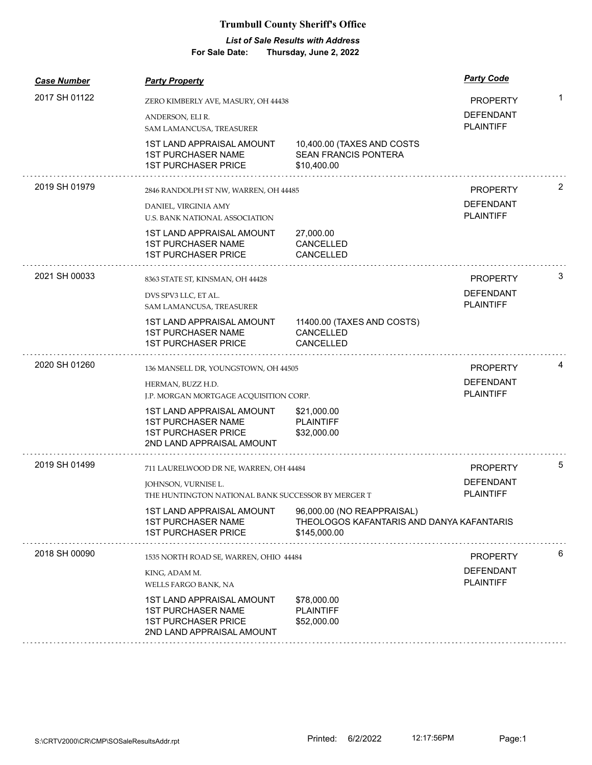# Trumbull County Sheriff's Office

***List of Sale Results with Address***

**For Sale Date: Thursday, June 2, 2022**

| *Case Number* | *Party Property* | | *Party Code* | |
|---|---|---|---|---|
| 2017 SH 01122 | ZERO KIMBERLY AVE, MASURY, OH 44438 | | PROPERTY | 1 |
| | ANDERSON, ELI R. | | DEFENDANT | |
| | SAM LAMANCUSA, TREASURER | | PLAINTIFF | |
| | 1ST LAND APPRAISAL AMOUNT | 10,400.00 (TAXES AND COSTS | | |
| | 1ST PURCHASER NAME | SEAN FRANCIS PONTERA | | |
| | 1ST PURCHASER PRICE | $10,400.00 | | |
| 2019 SH 01979 | 2846 RANDOLPH ST NW, WARREN, OH 44485 | | PROPERTY | 2 |
| | DANIEL, VIRGINIA AMY | | DEFENDANT | |
| | U.S. BANK NATIONAL ASSOCIATION | | PLAINTIFF | |
| | 1ST LAND APPRAISAL AMOUNT | 27,000.00 | | |
| | 1ST PURCHASER NAME | CANCELLED | | |
| | 1ST PURCHASER PRICE | CANCELLED | | |
| 2021 SH 00033 | 8363 STATE ST, KINSMAN, OH 44428 | | PROPERTY | 3 |
| | DVS SPV3 LLC, ET AL. | | DEFENDANT | |
| | SAM LAMANCUSA, TREASURER | | PLAINTIFF | |
| | 1ST LAND APPRAISAL AMOUNT | 11400.00 (TAXES AND COSTS) | | |
| | 1ST PURCHASER NAME | CANCELLED | | |
| | 1ST PURCHASER PRICE | CANCELLED | | |
| 2020 SH 01260 | 136 MANSELL DR, YOUNGSTOWN, OH 44505 | | PROPERTY | 4 |
| | HERMAN, BUZZ H.D. | | DEFENDANT | |
| | J.P. MORGAN MORTGAGE ACQUISITION CORP. | | PLAINTIFF | |
| | 1ST LAND APPRAISAL AMOUNT | $21,000.00 | | |
| | 1ST PURCHASER NAME | PLAINTIFF | | |
| | 1ST PURCHASER PRICE | $32,000.00 | | |
| | 2ND LAND APPRAISAL AMOUNT | | | |
| 2019 SH 01499 | 711 LAURELWOOD DR NE, WARREN, OH 44484 | | PROPERTY | 5 |
| | JOHNSON, VURNISE L. | | DEFENDANT | |
| | THE HUNTINGTON NATIONAL BANK SUCCESSOR BY MERGER T | | PLAINTIFF | |
| | 1ST LAND APPRAISAL AMOUNT | 96,000.00 (NO REAPPRAISAL) | | |
| | 1ST PURCHASER NAME | THEOLOGOS KAFANTARIS AND DANYA KAFANTARIS | | |
| | 1ST PURCHASER PRICE | $145,000.00 | | |
| 2018 SH 00090 | 1535 NORTH ROAD SE, WARREN, OHIO 44484 | | PROPERTY | 6 |
| | KING, ADAM M. | | DEFENDANT | |
| | WELLS FARGO BANK, NA | | PLAINTIFF | |
| | 1ST LAND APPRAISAL AMOUNT | $78,000.00 | | |
| | 1ST PURCHASER NAME | PLAINTIFF | | |
| | 1ST PURCHASER PRICE | $52,000.00 | | |
| | 2ND LAND APPRAISAL AMOUNT | | | |

S:\CRTV2000\CR\CMP\SOSaleResultsAddr.rpt Printed: 6/2/2022 12:17:56PM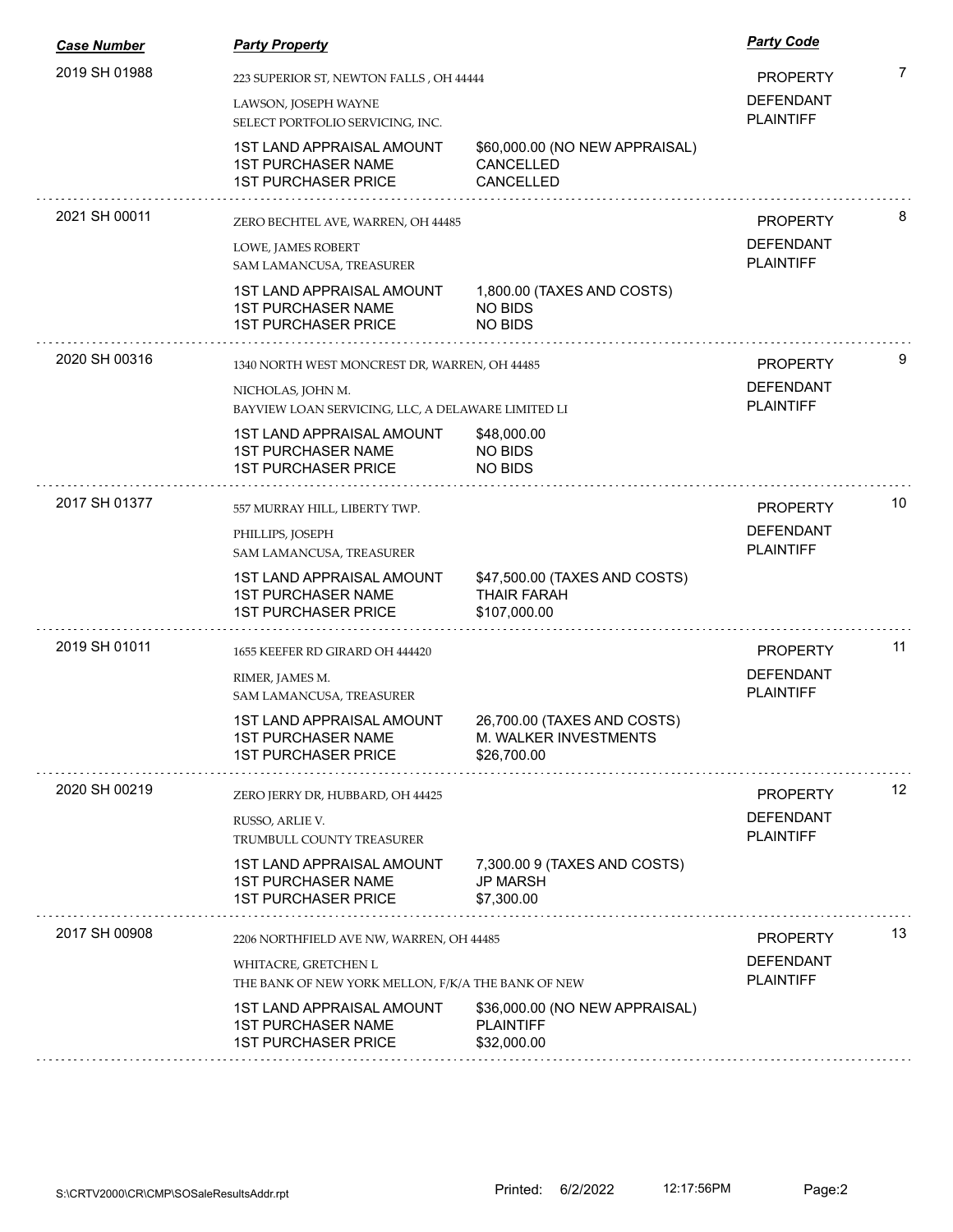| Case Number | Party Property | | Party Code | |
|---|---|---|---|---|
| 2019 SH 01988 | 223 SUPERIOR ST, NEWTON FALLS , OH 44444 | | PROPERTY | 7 |
| | LAWSON, JOSEPH WAYNE | | DEFENDANT | |
| | SELECT PORTFOLIO SERVICING, INC. | | PLAINTIFF | |
| | 1ST LAND APPRAISAL AMOUNT | $60,000.00 (NO NEW APPRAISAL) | | |
| | 1ST PURCHASER NAME | CANCELLED | | |
| | 1ST PURCHASER PRICE | CANCELLED | | |
| 2021 SH 00011 | ZERO BECHTEL AVE, WARREN, OH 44485 | | PROPERTY | 8 |
| | LOWE, JAMES ROBERT | | DEFENDANT | |
| | SAM LAMANCUSA, TREASURER | | PLAINTIFF | |
| | 1ST LAND APPRAISAL AMOUNT | 1,800.00 (TAXES AND COSTS) | | |
| | 1ST PURCHASER NAME | NO BIDS | | |
| | 1ST PURCHASER PRICE | NO BIDS | | |
| 2020 SH 00316 | 1340 NORTH WEST MONCREST DR, WARREN, OH 44485 | | PROPERTY | 9 |
| | NICHOLAS, JOHN M. | | DEFENDANT | |
| | BAYVIEW LOAN SERVICING, LLC, A DELAWARE LIMITED LI | | PLAINTIFF | |
| | 1ST LAND APPRAISAL AMOUNT | $48,000.00 | | |
| | 1ST PURCHASER NAME | NO BIDS | | |
| | 1ST PURCHASER PRICE | NO BIDS | | |
| 2017 SH 01377 | 557 MURRAY HILL, LIBERTY TWP. | | PROPERTY | 10 |
| | PHILLIPS, JOSEPH | | DEFENDANT | |
| | SAM LAMANCUSA, TREASURER | | PLAINTIFF | |
| | 1ST LAND APPRAISAL AMOUNT | $47,500.00 (TAXES AND COSTS) | | |
| | 1ST PURCHASER NAME | THAIR FARAH | | |
| | 1ST PURCHASER PRICE | $107,000.00 | | |
| 2019 SH 01011 | 1655 KEEFER RD GIRARD OH 444420 | | PROPERTY | 11 |
| | RIMER, JAMES M. | | DEFENDANT | |
| | SAM LAMANCUSA, TREASURER | | PLAINTIFF | |
| | 1ST LAND APPRAISAL AMOUNT | 26,700.00 (TAXES AND COSTS) | | |
| | 1ST PURCHASER NAME | M. WALKER INVESTMENTS | | |
| | 1ST PURCHASER PRICE | $26,700.00 | | |
| 2020 SH 00219 | ZERO JERRY DR, HUBBARD, OH 44425 | | PROPERTY | 12 |
| | RUSSO, ARLIE V. | | DEFENDANT | |
| | TRUMBULL COUNTY TREASURER | | PLAINTIFF | |
| | 1ST LAND APPRAISAL AMOUNT | 7,300.00 9 (TAXES AND COSTS) | | |
| | 1ST PURCHASER NAME | JP MARSH | | |
| | 1ST PURCHASER PRICE | $7,300.00 | | |
| 2017 SH 00908 | 2206 NORTHFIELD AVE NW, WARREN, OH 44485 | | PROPERTY | 13 |
| | WHITACRE, GRETCHEN L | | DEFENDANT | |
| | THE BANK OF NEW YORK MELLON, F/K/A THE BANK OF NEW | | PLAINTIFF | |
| | 1ST LAND APPRAISAL AMOUNT | $36,000.00 (NO NEW APPRAISAL) | | |
| | 1ST PURCHASER NAME | PLAINTIFF | | |
| | 1ST PURCHASER PRICE | $32,000.00 | | |

S:\CRTV2000\CR\CMP\SOSaleResultsAddr.rpt    Printed: 6/2/2022    12:17:56PM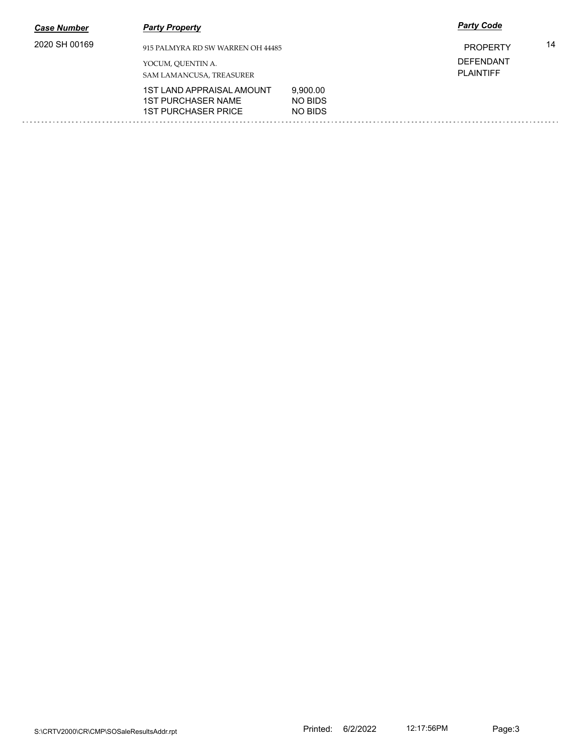| Case Number | Party Property | | Party Code | |
| --- | --- | --- | --- | --- |
| 2020 SH 00169 | 915 PALMYRA RD SW WARREN OH 44485 | | PROPERTY | 14 |
| | YOCUM, QUENTIN A. | | DEFENDANT | |
| | SAM LAMANCUSA, TREASURER | | PLAINTIFF | |
| | 1ST LAND APPRAISAL AMOUNT | 9,900.00 | | |
| | 1ST PURCHASER NAME | NO BIDS | | |
| | 1ST PURCHASER PRICE | NO BIDS | | |

S:\CRTV2000\CR\CMP\SOSaleResultsAddr.rpt Printed: 6/2/2022 12:17:56PM